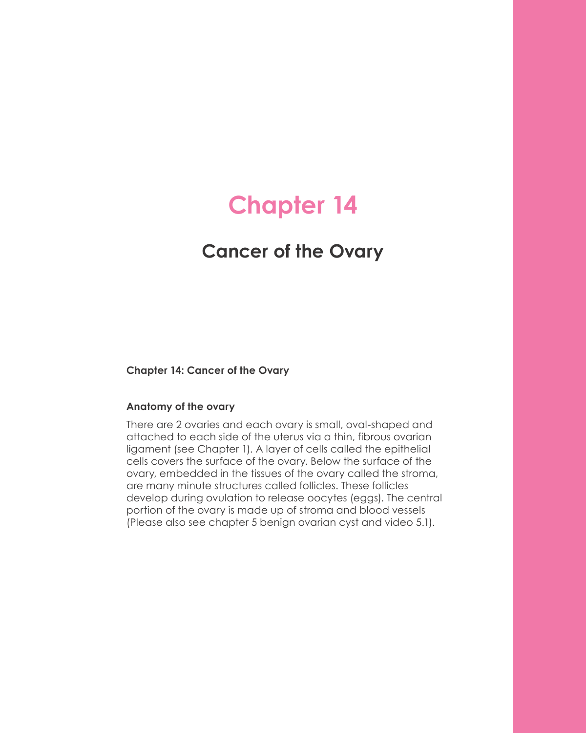# Chapter 14

## Cancer of the Ovary

**Chapter 14: Cancer of the Ovary**

### Anatomy of the ovary

There are 2 ovaries and each ovary is small, oval-shaped and attached to each side of the uterus via a thin, fibrous ovarian ligament (see Chapter 1). A layer of cells called the epithelial cells covers the surface of the ovary. Below the surface of the ovary, embedded in the tissues of the ovary called the stroma, are many minute structures called follicles. These follicles develop during ovulation to release oocytes (eggs). The central portion of the ovary is made up of stroma and blood vessels (Please also see chapter 5 benign ovarian cyst and video 5.1).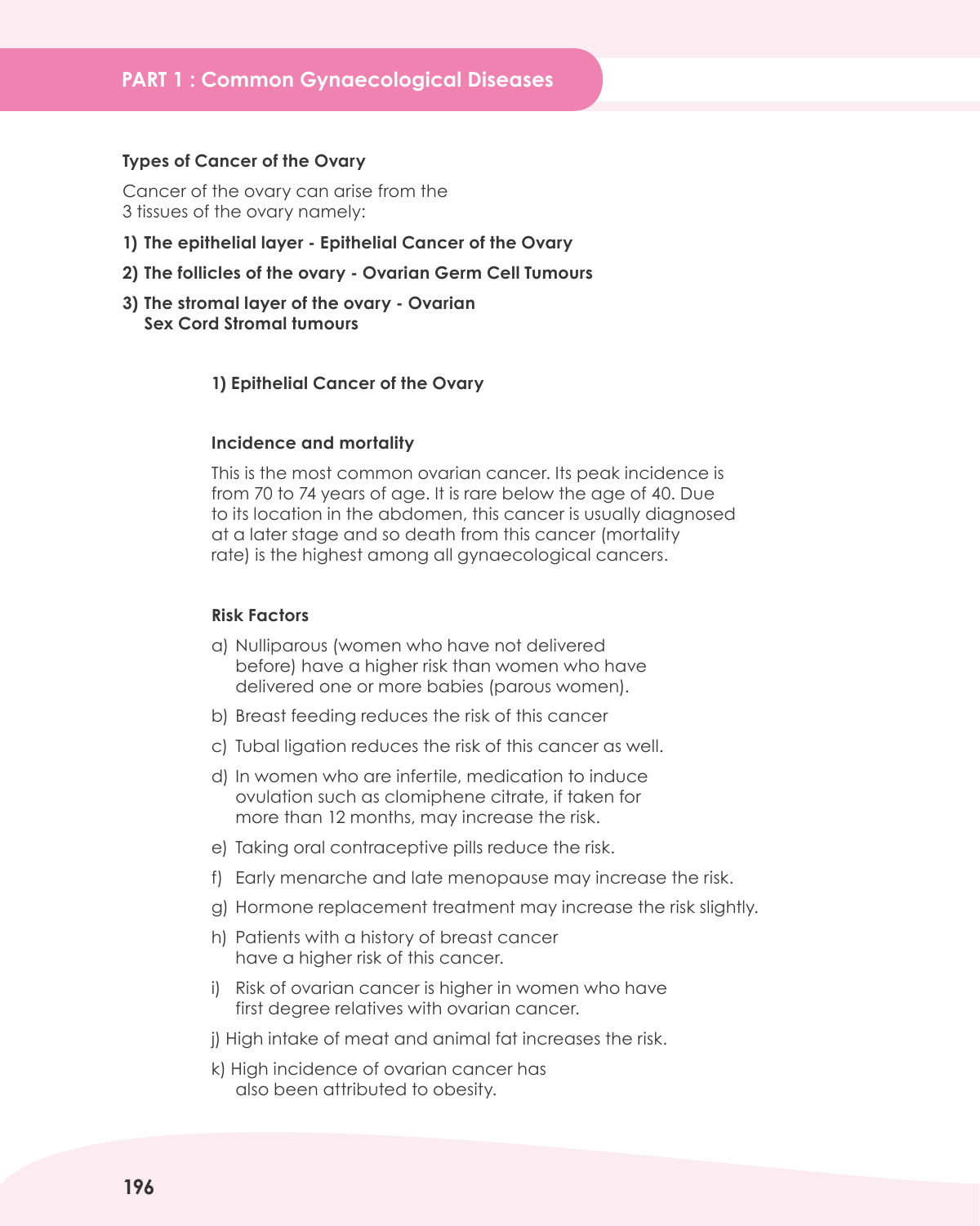### Types of Cancer of the Ovary

Cancer of the ovary can arise from the 3 tissues of the ovary namely:

1) **The epithelial layer - Epithelial Cancer of the Ovary**
2) **The follicles of the ovary - Ovarian Germ Cell Tumours**
3) **The stromal layer of the ovary - Ovarian Sex Cord Stromal tumours**

### 1) Epithelial Cancer of the Ovary

#### Incidence and mortality

This is the most common ovarian cancer. Its peak incidence is from 70 to 74 years of age. It is rare below the age of 40. Due to its location in the abdomen, this cancer is usually diagnosed at a later stage and so death from this cancer (mortality rate) is the highest among all gynaecological cancers.

#### Risk Factors

a) Nulliparous (women who have not delivered before) have a higher risk than women who have delivered one or more babies (parous women).

b) Breast feeding reduces the risk of this cancer

c) Tubal ligation reduces the risk of this cancer as well.

d) In women who are infertile, medication to induce ovulation such as clomiphene citrate, if taken for more than 12 months, may increase the risk.

e) Taking oral contraceptive pills reduce the risk.

f) Early menarche and late menopause may increase the risk.

g) Hormone replacement treatment may increase the risk slightly.

h) Patients with a history of breast cancer have a higher risk of this cancer.

i) Risk of ovarian cancer is higher in women who have first degree relatives with ovarian cancer.

j) High intake of meat and animal fat increases the risk.

k) High incidence of ovarian cancer has also been attributed to obesity.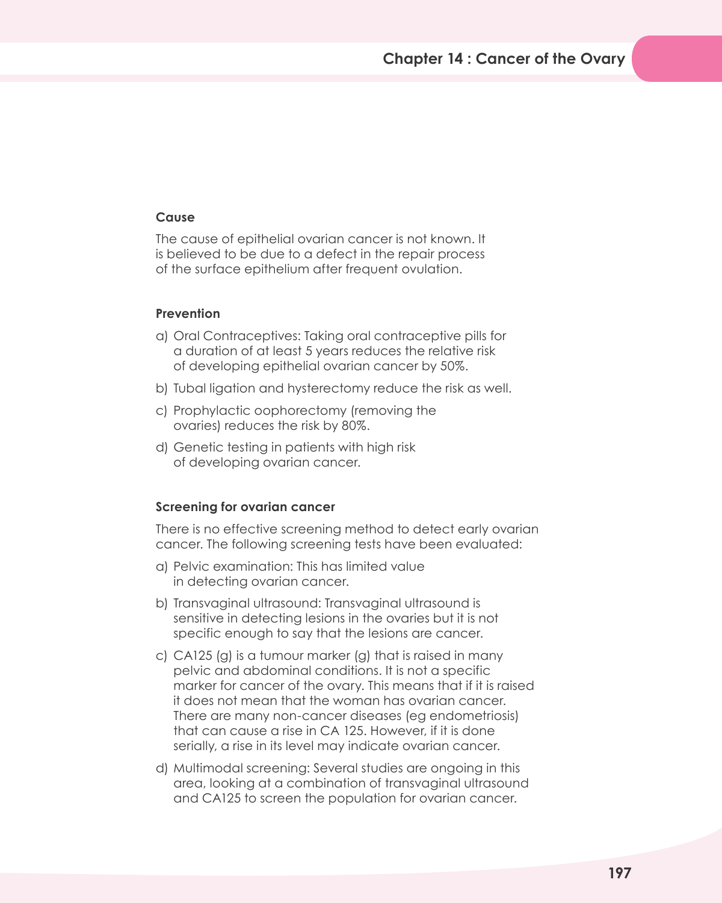### Cause

The cause of epithelial ovarian cancer is not known. It is believed to be due to a defect in the repair process of the surface epithelium after frequent ovulation.

### Prevention

a) Oral Contraceptives: Taking oral contraceptive pills for a duration of at least 5 years reduces the relative risk of developing epithelial ovarian cancer by 50%.

b) Tubal ligation and hysterectomy reduce the risk as well.

c) Prophylactic oophorectomy (removing the ovaries) reduces the risk by 80%.

d) Genetic testing in patients with high risk of developing ovarian cancer.

### Screening for ovarian cancer

There is no effective screening method to detect early ovarian cancer. The following screening tests have been evaluated:

a) Pelvic examination: This has limited value in detecting ovarian cancer.

b) Transvaginal ultrasound: Transvaginal ultrasound is sensitive in detecting lesions in the ovaries but it is not specific enough to say that the lesions are cancer.

c) CA125 (g) is a tumour marker (g) that is raised in many pelvic and abdominal conditions. It is not a specific marker for cancer of the ovary. This means that if it is raised it does not mean that the woman has ovarian cancer. There are many non-cancer diseases (eg endometriosis) that can cause a rise in CA 125. However, if it is done serially, a rise in its level may indicate ovarian cancer.

d) Multimodal screening: Several studies are ongoing in this area, looking at a combination of transvaginal ultrasound and CA125 to screen the population for ovarian cancer.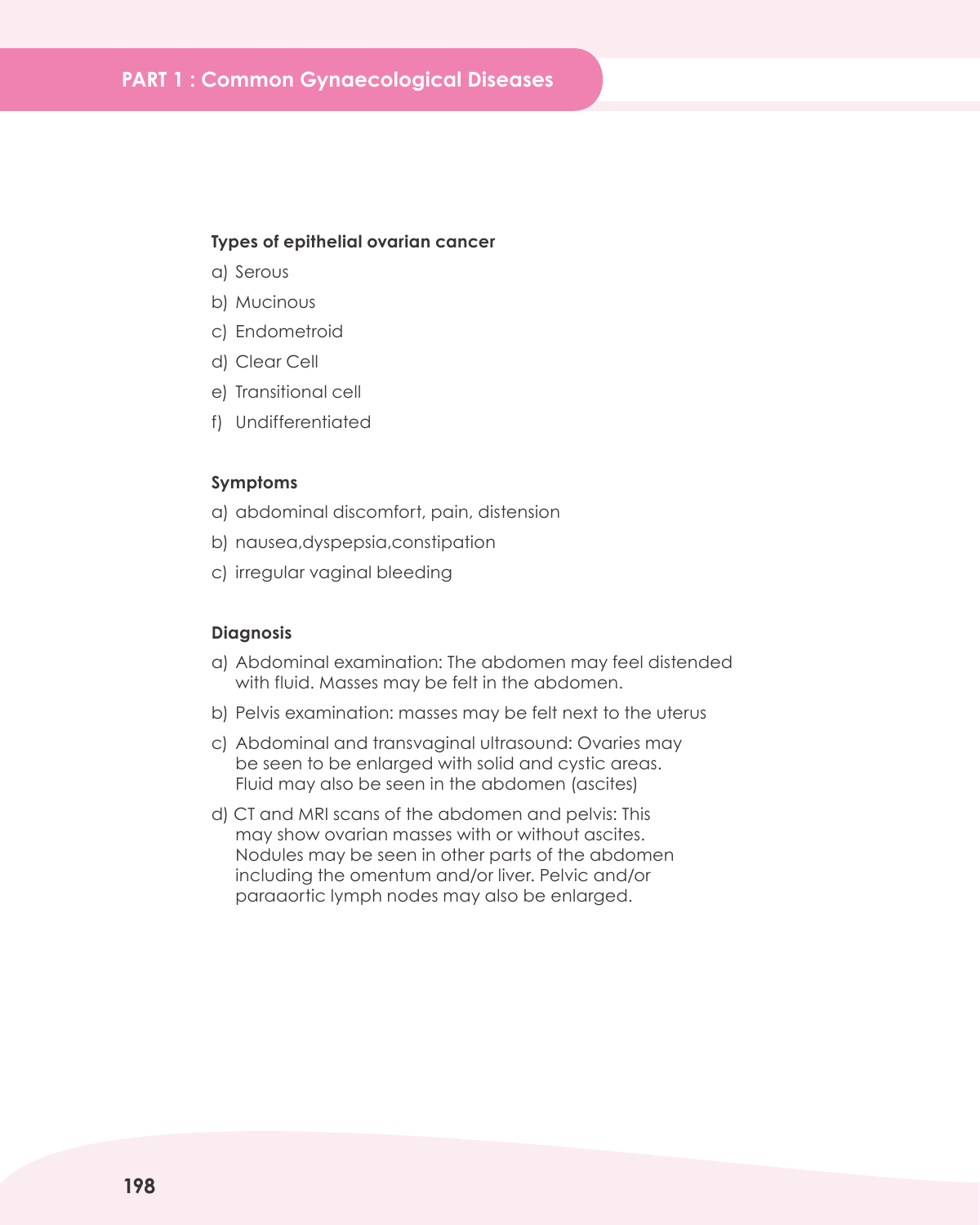**Types of epithelial ovarian cancer**

a) Serous

b) Mucinous

c) Endometroid

d) Clear Cell

e) Transitional cell

f) Undifferentiated

**Symptoms**

a) abdominal discomfort, pain, distension

b) nausea,dyspepsia,constipation

c) irregular vaginal bleeding

**Diagnosis**

a) Abdominal examination: The abdomen may feel distended with fluid. Masses may be felt in the abdomen.

b) Pelvis examination: masses may be felt next to the uterus

c) Abdominal and transvaginal ultrasound: Ovaries may be seen to be enlarged with solid and cystic areas. Fluid may also be seen in the abdomen (ascites)

d) CT and MRI scans of the abdomen and pelvis: This may show ovarian masses with or without ascites. Nodules may be seen in other parts of the abdomen including the omentum and/or liver. Pelvic and/or paraaortic lymph nodes may also be enlarged.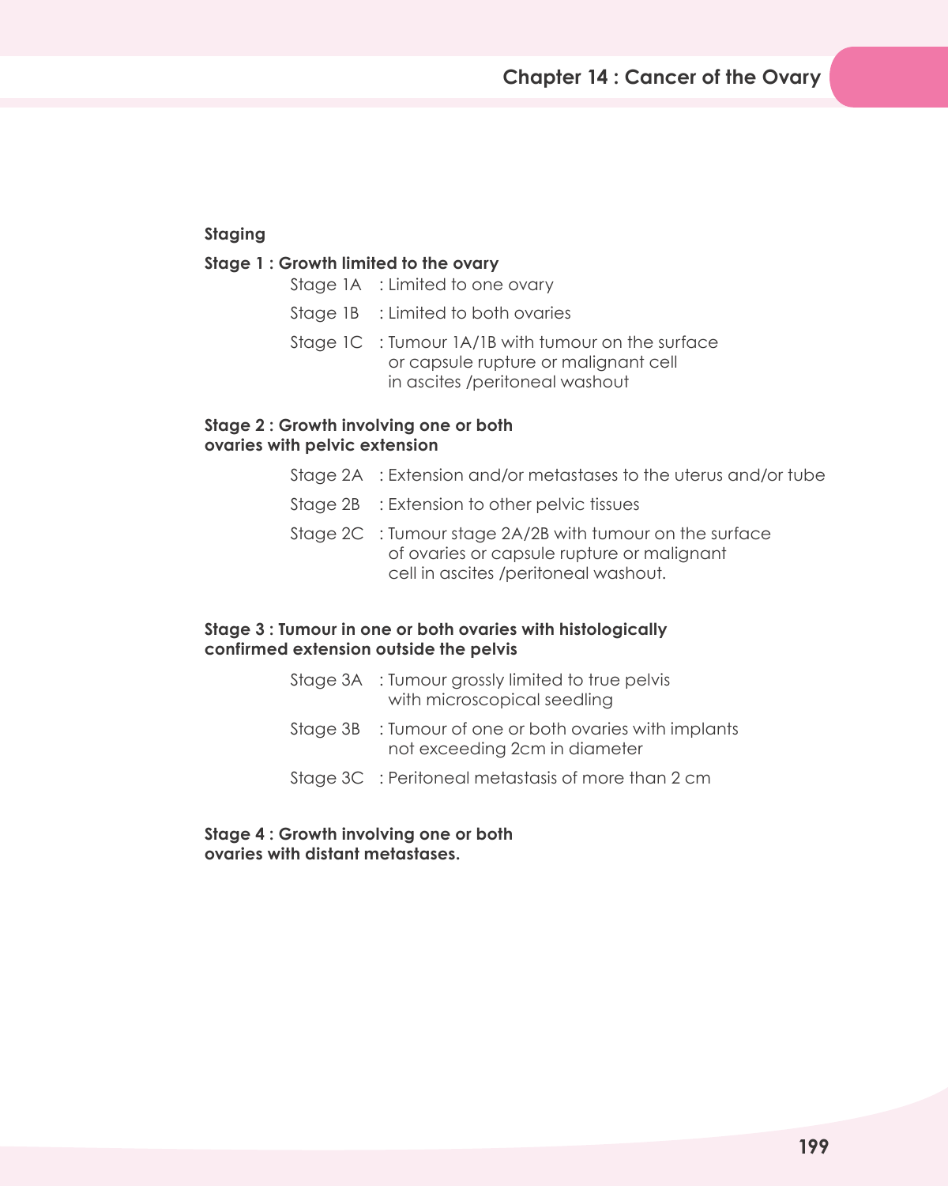### Staging

**Stage 1 : Growth limited to the ovary**

- Stage 1A : Limited to one ovary
- Stage 1B : Limited to both ovaries
- Stage 1C : Tumour 1A/1B with tumour on the surface or capsule rupture or malignant cell in ascites /peritoneal washout

**Stage 2 : Growth involving one or both ovaries with pelvic extension**

- Stage 2A : Extension and/or metastases to the uterus and/or tube
- Stage 2B : Extension to other pelvic tissues
- Stage 2C : Tumour stage 2A/2B with tumour on the surface of ovaries or capsule rupture or malignant cell in ascites /peritoneal washout.

**Stage 3 : Tumour in one or both ovaries with histologically confirmed extension outside the pelvis**

- Stage 3A : Tumour grossly limited to true pelvis with microscopical seedling
- Stage 3B : Tumour of one or both ovaries with implants not exceeding 2cm in diameter
- Stage 3C : Peritoneal metastasis of more than 2 cm

**Stage 4 : Growth involving one or both ovaries with distant metastases.**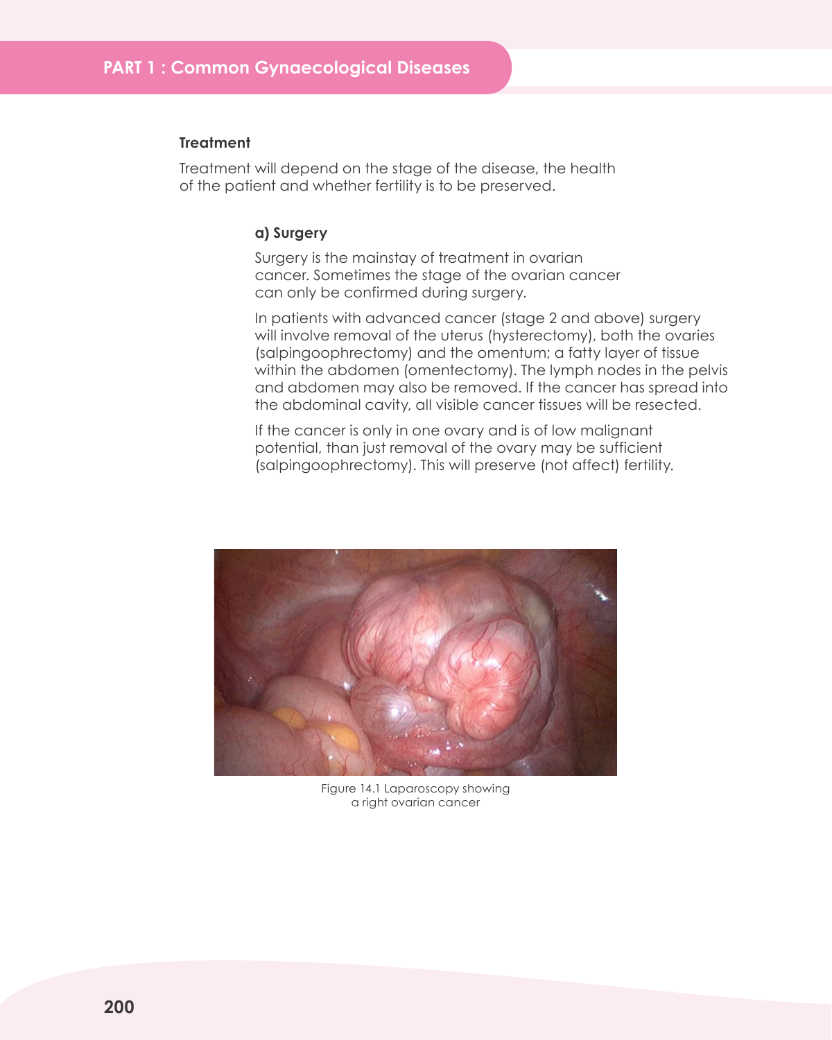### Treatment

Treatment will depend on the stage of the disease, the health of the patient and whether fertility is to be preserved.

#### a) Surgery

Surgery is the mainstay of treatment in ovarian cancer. Sometimes the stage of the ovarian cancer can only be confirmed during surgery.

In patients with advanced cancer (stage 2 and above) surgery will involve removal of the uterus (hysterectomy), both the ovaries (salpingoophrectomy) and the omentum; a fatty layer of tissue within the abdomen (omentectomy). The lymph nodes in the pelvis and abdomen may also be removed. If the cancer has spread into the abdominal cavity, all visible cancer tissues will be resected.

If the cancer is only in one ovary and is of low malignant potential, than just removal of the ovary may be sufficient (salpingoophrectomy). This will preserve (not affect) fertility.

Figure 14.1 Laparoscopy showing a right ovarian cancer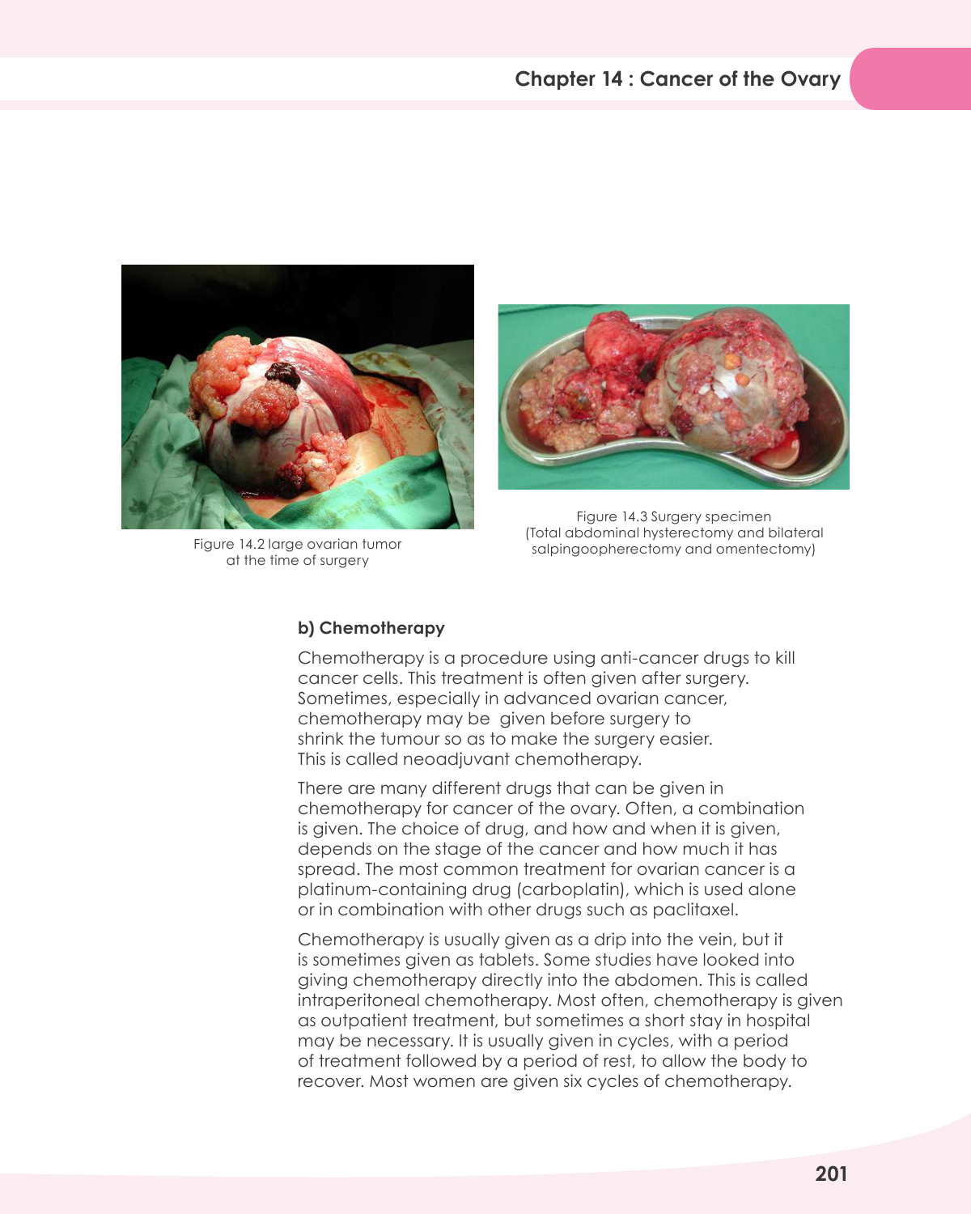Figure 14.2 large ovarian tumor at the time of surgery

Figure 14.3 Surgery specimen (Total abdominal hysterectomy and bilateral salpingoopherectomy and omentectomy)

### b) Chemotherapy

Chemotherapy is a procedure using anti-cancer drugs to kill cancer cells. This treatment is often given after surgery. Sometimes, especially in advanced ovarian cancer, chemotherapy may be given before surgery to shrink the tumour so as to make the surgery easier. This is called neoadjuvant chemotherapy.

There are many different drugs that can be given in chemotherapy for cancer of the ovary. Often, a combination is given. The choice of drug, and how and when it is given, depends on the stage of the cancer and how much it has spread. The most common treatment for ovarian cancer is a platinum-containing drug (carboplatin), which is used alone or in combination with other drugs such as paclitaxel.

Chemotherapy is usually given as a drip into the vein, but it is sometimes given as tablets. Some studies have looked into giving chemotherapy directly into the abdomen. This is called intraperitoneal chemotherapy. Most often, chemotherapy is given as outpatient treatment, but sometimes a short stay in hospital may be necessary. It is usually given in cycles, with a period of treatment followed by a period of rest, to allow the body to recover. Most women are given six cycles of chemotherapy.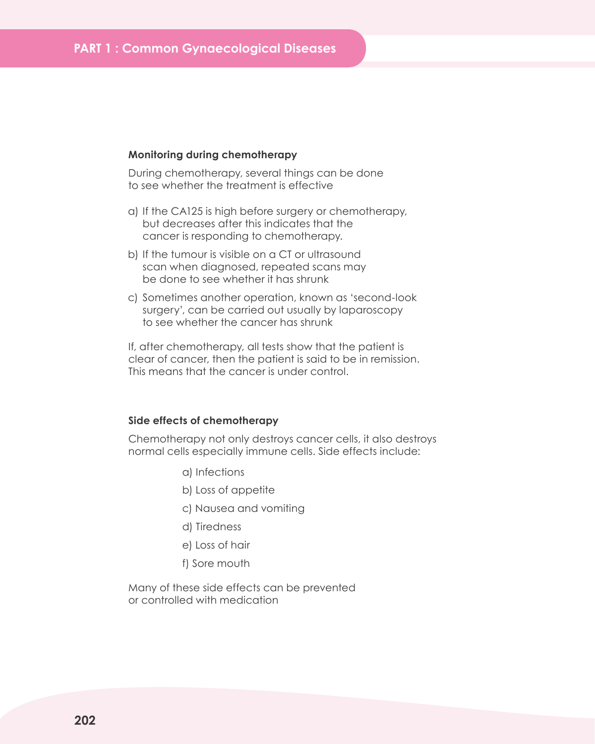### Monitoring during chemotherapy

During chemotherapy, several things can be done to see whether the treatment is effective

a) If the CA125 is high before surgery or chemotherapy, but decreases after this indicates that the cancer is responding to chemotherapy.

b) If the tumour is visible on a CT or ultrasound scan when diagnosed, repeated scans may be done to see whether it has shrunk

c) Sometimes another operation, known as 'second-look surgery', can be carried out usually by laparoscopy to see whether the cancer has shrunk

If, after chemotherapy, all tests show that the patient is clear of cancer, then the patient is said to be in remission. This means that the cancer is under control.

### Side effects of chemotherapy

Chemotherapy not only destroys cancer cells, it also destroys normal cells especially immune cells. Side effects include:

a) Infections

b) Loss of appetite

c) Nausea and vomiting

d) Tiredness

e) Loss of hair

f) Sore mouth

Many of these side effects can be prevented or controlled with medication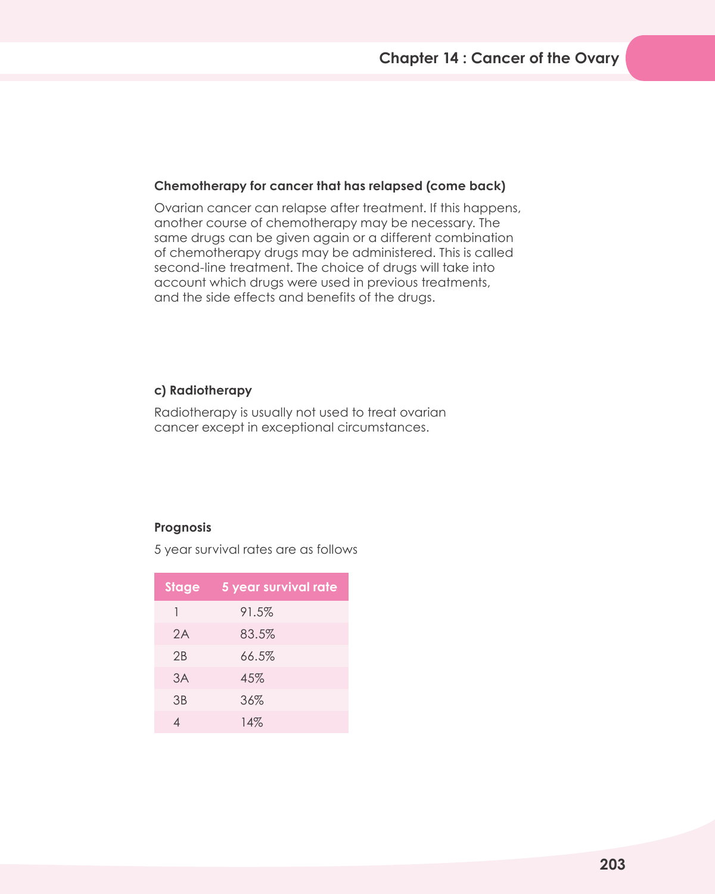### Chemotherapy for cancer that has relapsed (come back)

Ovarian cancer can relapse after treatment. If this happens, another course of chemotherapy may be necessary. The same drugs can be given again or a different combination of chemotherapy drugs may be administered. This is called second-line treatment. The choice of drugs will take into account which drugs were used in previous treatments, and the side effects and benefits of the drugs.

### c) Radiotherapy

Radiotherapy is usually not used to treat ovarian cancer except in exceptional circumstances.

### Prognosis

5 year survival rates are as follows

| Stage | 5 year survival rate |
|---|---|
| 1 | 91.5% |
| 2A | 83.5% |
| 2B | 66.5% |
| 3A | 45% |
| 3B | 36% |
| 4 | 14% |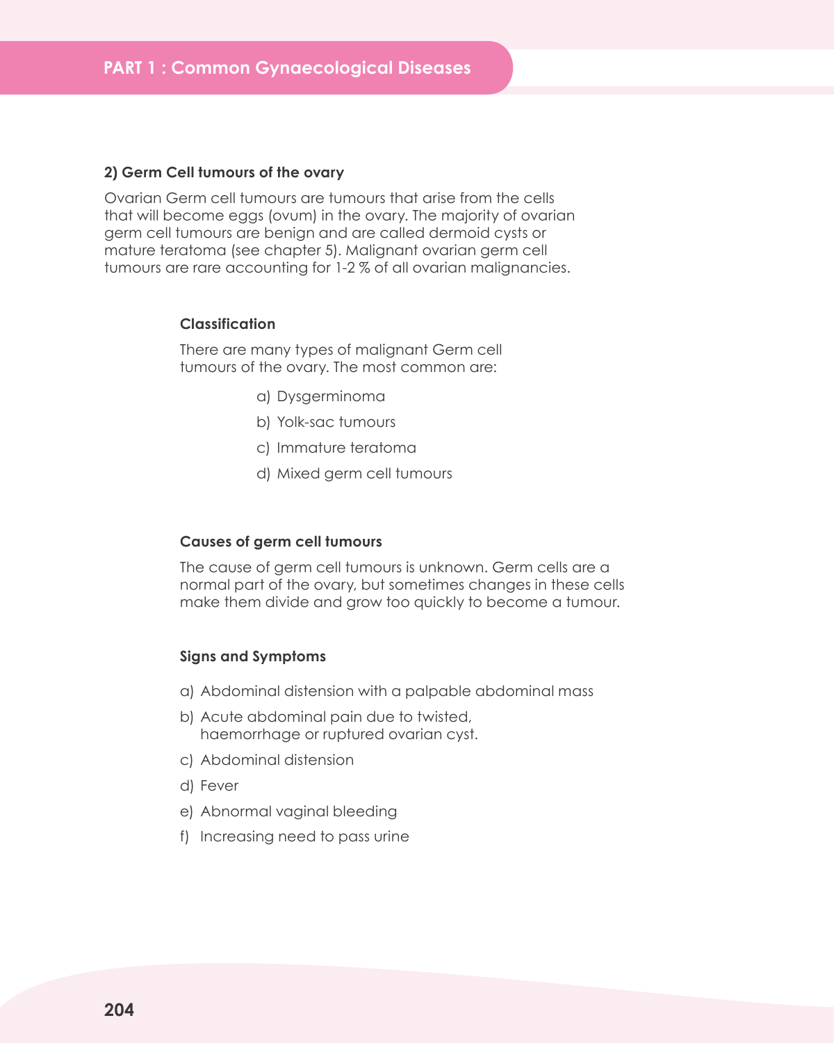### 2) Germ Cell tumours of the ovary

Ovarian Germ cell tumours are tumours that arise from the cells that will become eggs (ovum) in the ovary. The majority of ovarian germ cell tumours are benign and are called dermoid cysts or mature teratoma (see chapter 5). Malignant ovarian germ cell tumours are rare accounting for 1-2 % of all ovarian malignancies.

#### Classification

There are many types of malignant Germ cell tumours of the ovary. The most common are:

a) Dysgerminoma
b) Yolk-sac tumours
c) Immature teratoma
d) Mixed germ cell tumours

#### Causes of germ cell tumours

The cause of germ cell tumours is unknown. Germ cells are a normal part of the ovary, but sometimes changes in these cells make them divide and grow too quickly to become a tumour.

#### Signs and Symptoms

a) Abdominal distension with a palpable abdominal mass
b) Acute abdominal pain due to twisted, haemorrhage or ruptured ovarian cyst.
c) Abdominal distension
d) Fever
e) Abnormal vaginal bleeding
f) Increasing need to pass urine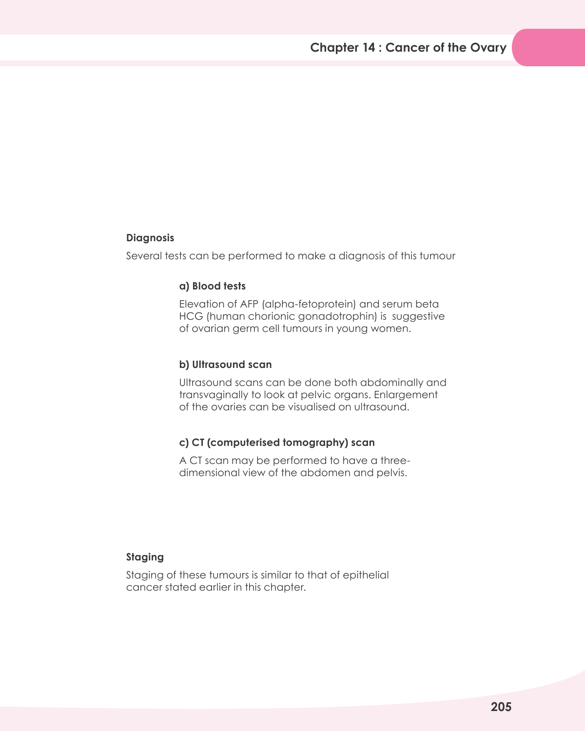**Diagnosis**

Several tests can be performed to make a diagnosis of this tumour

**a) Blood tests**

Elevation of AFP (alpha-fetoprotein) and serum beta HCG (human chorionic gonadotrophin) is suggestive of ovarian germ cell tumours in young women.

**b) Ultrasound scan**

Ultrasound scans can be done both abdominally and transvaginally to look at pelvic organs. Enlargement of the ovaries can be visualised on ultrasound.

**c) CT (computerised tomography) scan**

A CT scan may be performed to have a three-dimensional view of the abdomen and pelvis.

**Staging**

Staging of these tumours is similar to that of epithelial cancer stated earlier in this chapter.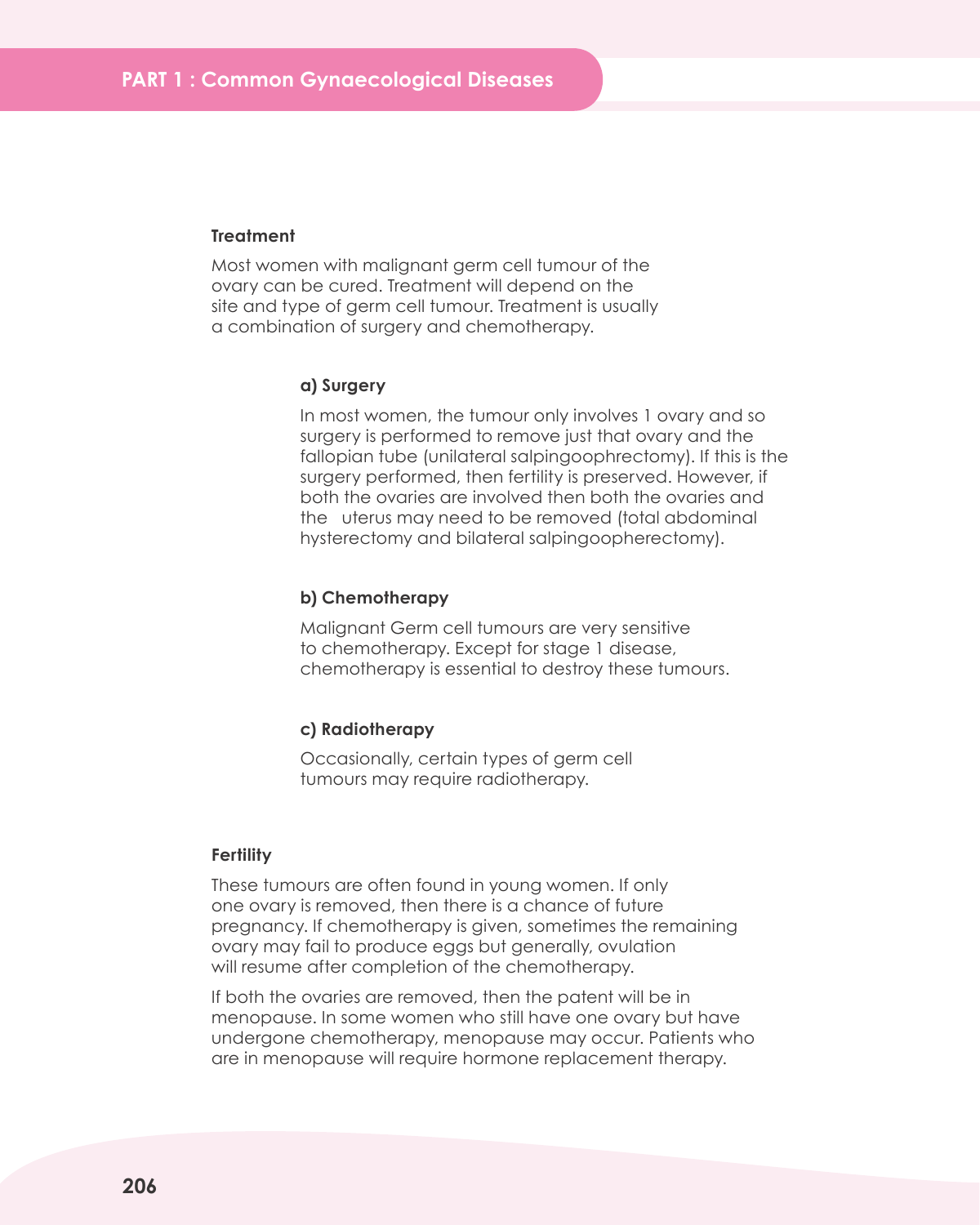### Treatment

Most women with malignant germ cell tumour of the ovary can be cured. Treatment will depend on the site and type of germ cell tumour. Treatment is usually a combination of surgery and chemotherapy.

#### a) Surgery

In most women, the tumour only involves 1 ovary and so surgery is performed to remove just that ovary and the fallopian tube (unilateral salpingoophrectomy). If this is the surgery performed, then fertility is preserved. However, if both the ovaries are involved then both the ovaries and the uterus may need to be removed (total abdominal hysterectomy and bilateral salpingoopherectomy).

#### b) Chemotherapy

Malignant Germ cell tumours are very sensitive to chemotherapy. Except for stage 1 disease, chemotherapy is essential to destroy these tumours.

#### c) Radiotherapy

Occasionally, certain types of germ cell tumours may require radiotherapy.

### Fertility

These tumours are often found in young women. If only one ovary is removed, then there is a chance of future pregnancy. If chemotherapy is given, sometimes the remaining ovary may fail to produce eggs but generally, ovulation will resume after completion of the chemotherapy.

If both the ovaries are removed, then the patent will be in menopause. In some women who still have one ovary but have undergone chemotherapy, menopause may occur. Patients who are in menopause will require hormone replacement therapy.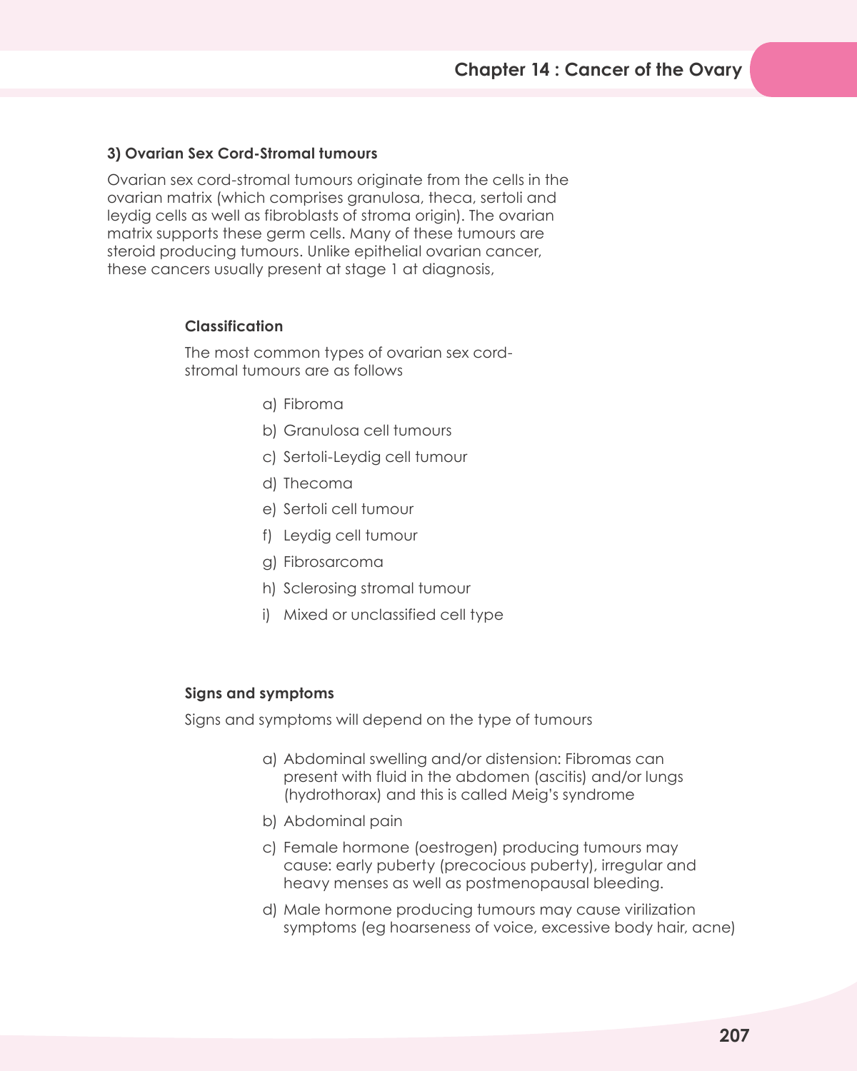### 3) Ovarian Sex Cord-Stromal tumours

Ovarian sex cord-stromal tumours originate from the cells in the ovarian matrix (which comprises granulosa, theca, sertoli and leydig cells as well as fibroblasts of stroma origin). The ovarian matrix supports these germ cells. Many of these tumours are steroid producing tumours. Unlike epithelial ovarian cancer, these cancers usually present at stage 1 at diagnosis,

#### Classification

The most common types of ovarian sex cord-stromal tumours are as follows

a) Fibroma
b) Granulosa cell tumours
c) Sertoli-Leydig cell tumour
d) Thecoma
e) Sertoli cell tumour
f) Leydig cell tumour
g) Fibrosarcoma
h) Sclerosing stromal tumour
i) Mixed or unclassified cell type

#### Signs and symptoms

Signs and symptoms will depend on the type of tumours

a) Abdominal swelling and/or distension: Fibromas can present with fluid in the abdomen (ascitis) and/or lungs (hydrothorax) and this is called Meig's syndrome
b) Abdominal pain
c) Female hormone (oestrogen) producing tumours may cause: early puberty (precocious puberty), irregular and heavy menses as well as postmenopausal bleeding.
d) Male hormone producing tumours may cause virilization symptoms (eg hoarseness of voice, excessive body hair, acne)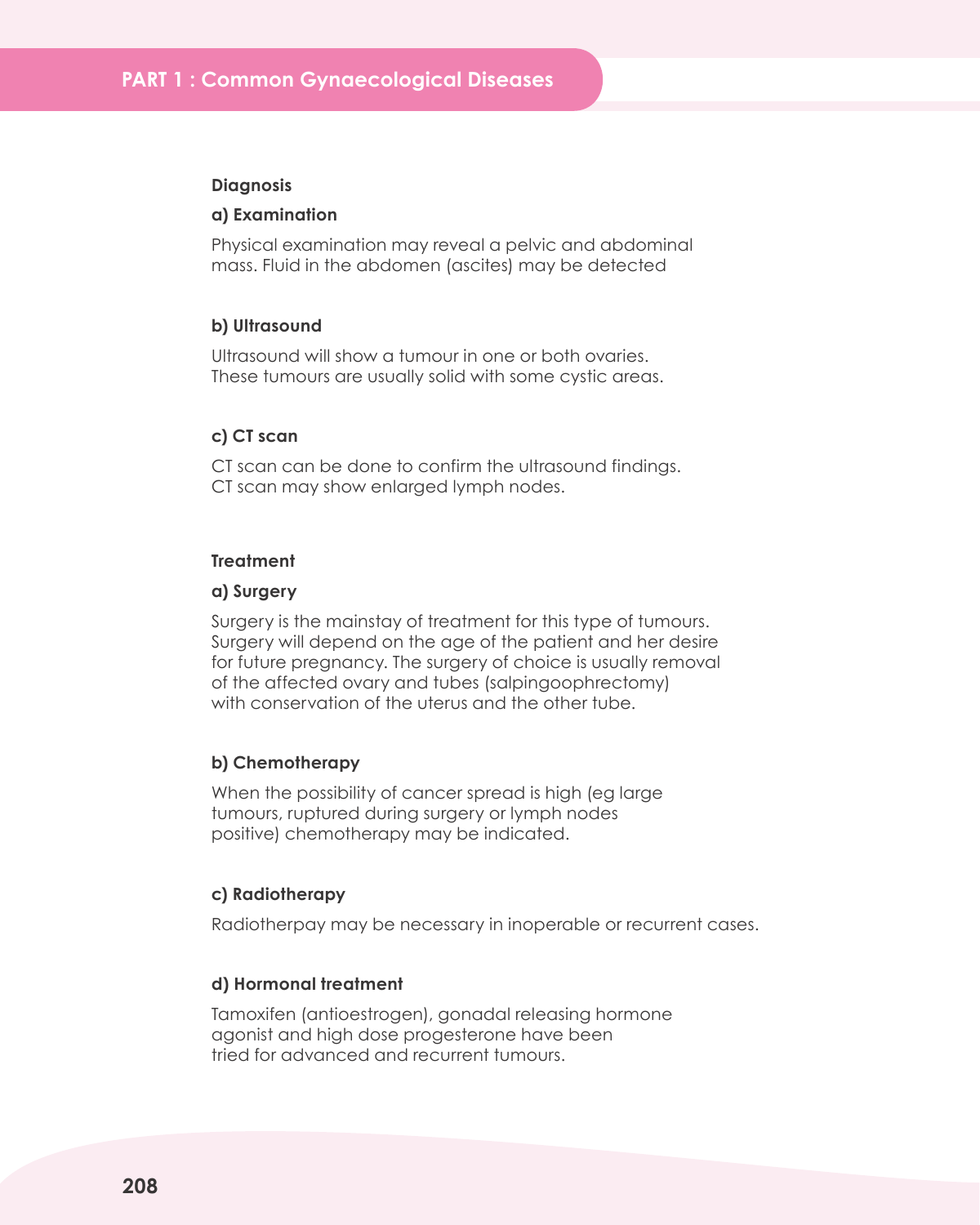### Diagnosis

#### a) Examination

Physical examination may reveal a pelvic and abdominal mass. Fluid in the abdomen (ascites) may be detected

#### b) Ultrasound

Ultrasound will show a tumour in one or both ovaries. These tumours are usually solid with some cystic areas.

#### c) CT scan

CT scan can be done to confirm the ultrasound findings. CT scan may show enlarged lymph nodes.

### Treatment

#### a) Surgery

Surgery is the mainstay of treatment for this type of tumours. Surgery will depend on the age of the patient and her desire for future pregnancy. The surgery of choice is usually removal of the affected ovary and tubes (salpingoophrectomy) with conservation of the uterus and the other tube.

#### b) Chemotherapy

When the possibility of cancer spread is high (eg large tumours, ruptured during surgery or lymph nodes positive) chemotherapy may be indicated.

#### c) Radiotherapy

Radiotherpay may be necessary in inoperable or recurrent cases.

#### d) Hormonal treatment

Tamoxifen (antioestrogen), gonadal releasing hormone agonist and high dose progesterone have been tried for advanced and recurrent tumours.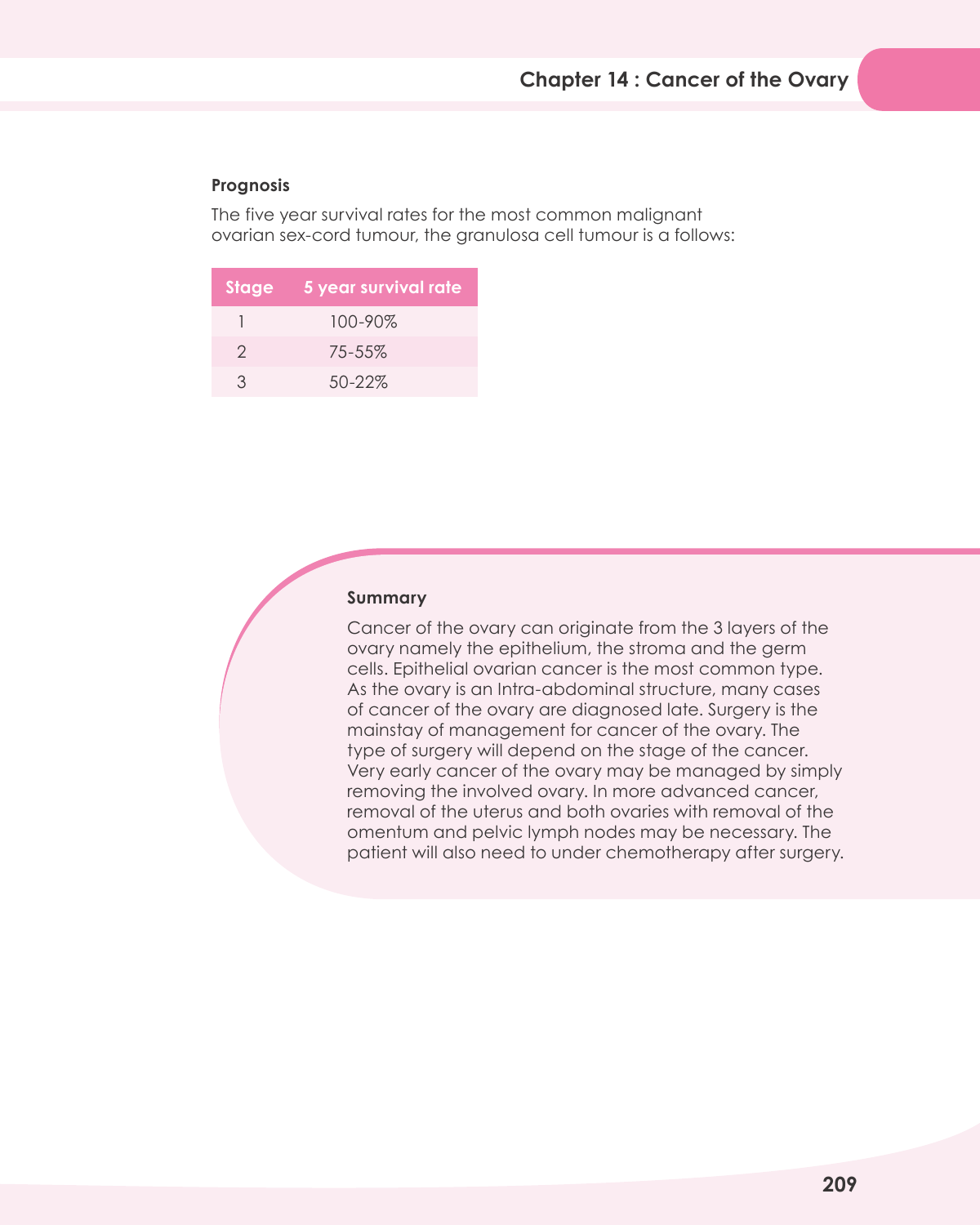### Prognosis

The five year survival rates for the most common malignant ovarian sex-cord tumour, the granulosa cell tumour is a follows:

| Stage | 5 year survival rate |
|---|---|
| 1 | 100-90% |
| 2 | 75-55% |
| 3 | 50-22% |

### Summary

Cancer of the ovary can originate from the 3 layers of the ovary namely the epithelium, the stroma and the germ cells. Epithelial ovarian cancer is the most common type. As the ovary is an Intra-abdominal structure, many cases of cancer of the ovary are diagnosed late. Surgery is the mainstay of management for cancer of the ovary. The type of surgery will depend on the stage of the cancer. Very early cancer of the ovary may be managed by simply removing the involved ovary. In more advanced cancer, removal of the uterus and both ovaries with removal of the omentum and pelvic lymph nodes may be necessary. The patient will also need to under chemotherapy after surgery.